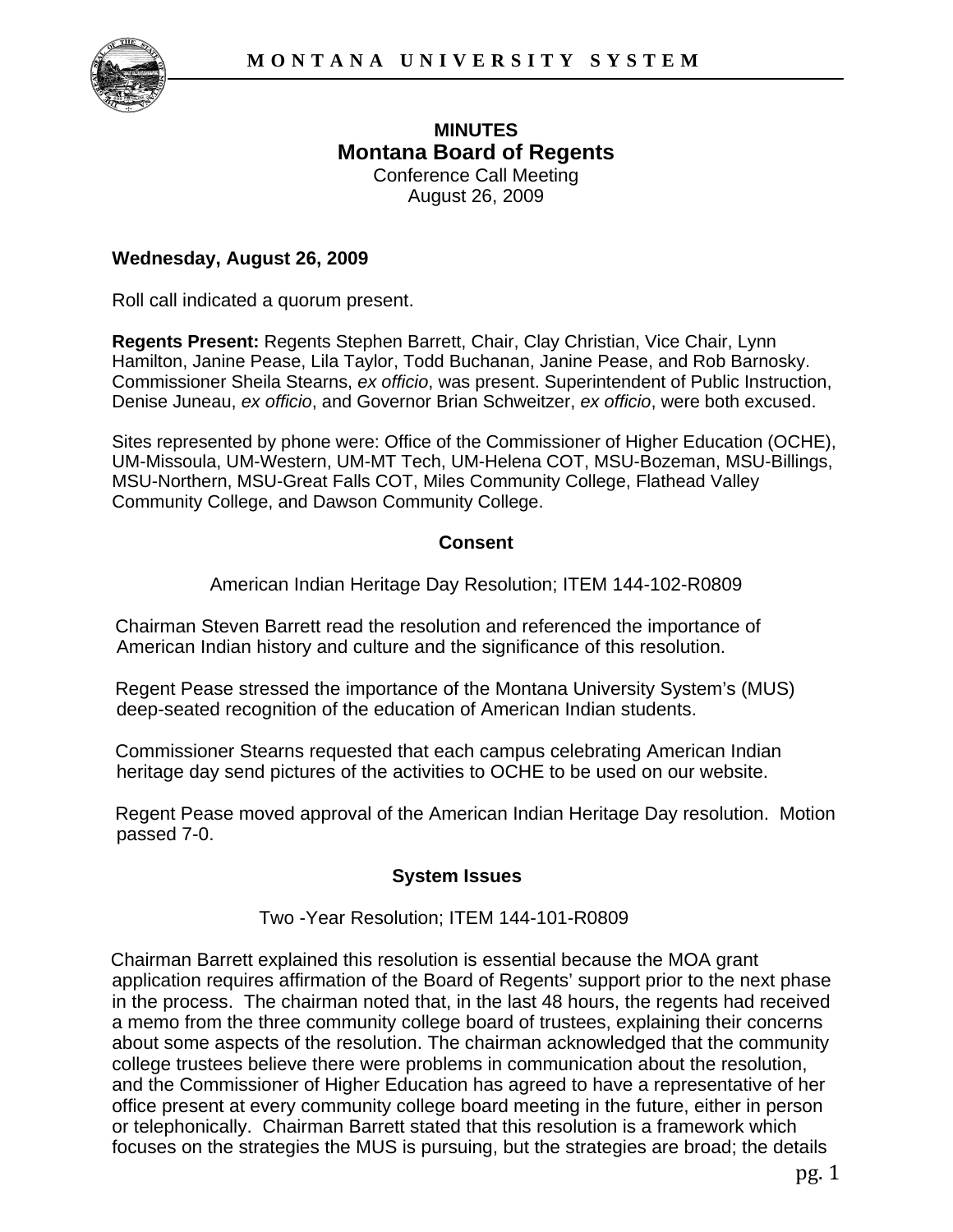**MINUTES**

# Montana Board of Regents

Conference Call Meeting
August 26, 2009

**Wednesday, August 26, 2009**

Roll call indicated a quorum present.

**Regents Present:** Regents Stephen Barrett, Chair, Clay Christian, Vice Chair, Lynn Hamilton, Janine Pease, Lila Taylor, Todd Buchanan, Janine Pease, and Rob Barnosky. Commissioner Sheila Stearns, *ex officio*, was present. Superintendent of Public Instruction, Denise Juneau, *ex officio*, and Governor Brian Schweitzer, *ex officio*, were both excused.

Sites represented by phone were: Office of the Commissioner of Higher Education (OCHE), UM-Missoula, UM-Western, UM-MT Tech, UM-Helena COT, MSU-Bozeman, MSU-Billings, MSU-Northern, MSU-Great Falls COT, Miles Community College, Flathead Valley Community College, and Dawson Community College.

## Consent

American Indian Heritage Day Resolution; ITEM 144-102-R0809

Chairman Steven Barrett read the resolution and referenced the importance of American Indian history and culture and the significance of this resolution.

Regent Pease stressed the importance of the Montana University System's (MUS) deep-seated recognition of the education of American Indian students.

Commissioner Stearns requested that each campus celebrating American Indian heritage day send pictures of the activities to OCHE to be used on our website.

Regent Pease moved approval of the American Indian Heritage Day resolution. Motion passed 7-0.

## System Issues

Two -Year Resolution; ITEM 144-101-R0809

Chairman Barrett explained this resolution is essential because the MOA grant application requires affirmation of the Board of Regents' support prior to the next phase in the process. The chairman noted that, in the last 48 hours, the regents had received a memo from the three community college board of trustees, explaining their concerns about some aspects of the resolution. The chairman acknowledged that the community college trustees believe there were problems in communication about the resolution, and the Commissioner of Higher Education has agreed to have a representative of her office present at every community college board meeting in the future, either in person or telephonically. Chairman Barrett stated that this resolution is a framework which focuses on the strategies the MUS is pursuing, but the strategies are broad; the details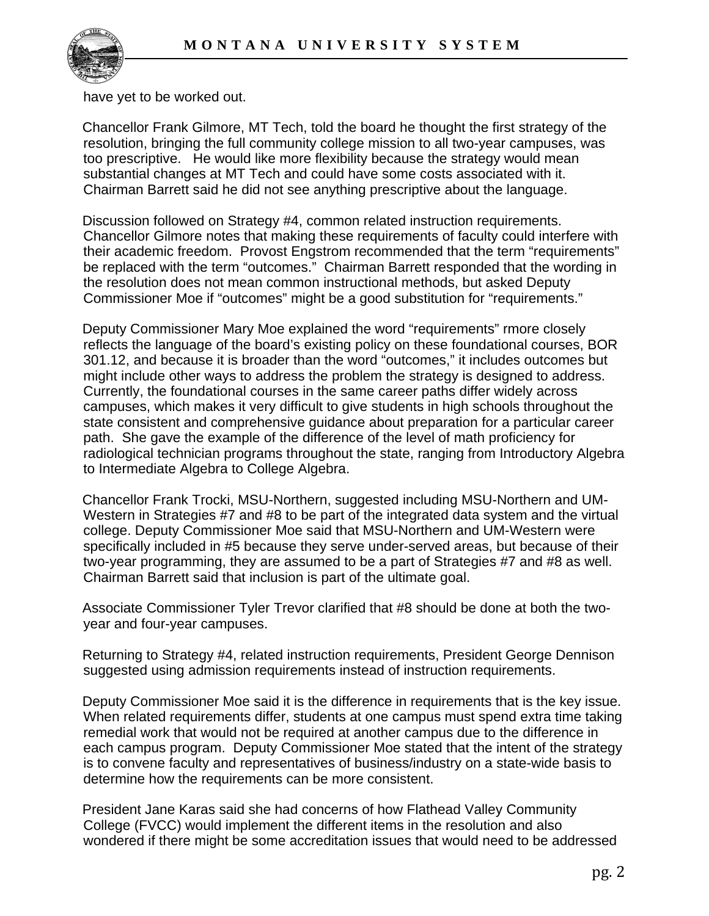have yet to be worked out.

Chancellor Frank Gilmore, MT Tech, told the board he thought the first strategy of the resolution, bringing the full community college mission to all two-year campuses, was too prescriptive. He would like more flexibility because the strategy would mean substantial changes at MT Tech and could have some costs associated with it. Chairman Barrett said he did not see anything prescriptive about the language.

Discussion followed on Strategy #4, common related instruction requirements. Chancellor Gilmore notes that making these requirements of faculty could interfere with their academic freedom. Provost Engstrom recommended that the term "requirements" be replaced with the term "outcomes." Chairman Barrett responded that the wording in the resolution does not mean common instructional methods, but asked Deputy Commissioner Moe if "outcomes" might be a good substitution for "requirements."

Deputy Commissioner Mary Moe explained the word "requirements" rmore closely reflects the language of the board's existing policy on these foundational courses, BOR 301.12, and because it is broader than the word "outcomes," it includes outcomes but might include other ways to address the problem the strategy is designed to address. Currently, the foundational courses in the same career paths differ widely across campuses, which makes it very difficult to give students in high schools throughout the state consistent and comprehensive guidance about preparation for a particular career path. She gave the example of the difference of the level of math proficiency for radiological technician programs throughout the state, ranging from Introductory Algebra to Intermediate Algebra to College Algebra.

Chancellor Frank Trocki, MSU-Northern, suggested including MSU-Northern and UM-Western in Strategies #7 and #8 to be part of the integrated data system and the virtual college. Deputy Commissioner Moe said that MSU-Northern and UM-Western were specifically included in #5 because they serve under-served areas, but because of their two-year programming, they are assumed to be a part of Strategies #7 and #8 as well. Chairman Barrett said that inclusion is part of the ultimate goal.

Associate Commissioner Tyler Trevor clarified that #8 should be done at both the two-year and four-year campuses.

Returning to Strategy #4, related instruction requirements, President George Dennison suggested using admission requirements instead of instruction requirements.

Deputy Commissioner Moe said it is the difference in requirements that is the key issue. When related requirements differ, students at one campus must spend extra time taking remedial work that would not be required at another campus due to the difference in each campus program. Deputy Commissioner Moe stated that the intent of the strategy is to convene faculty and representatives of business/industry on a state-wide basis to determine how the requirements can be more consistent.

President Jane Karas said she had concerns of how Flathead Valley Community College (FVCC) would implement the different items in the resolution and also wondered if there might be some accreditation issues that would need to be addressed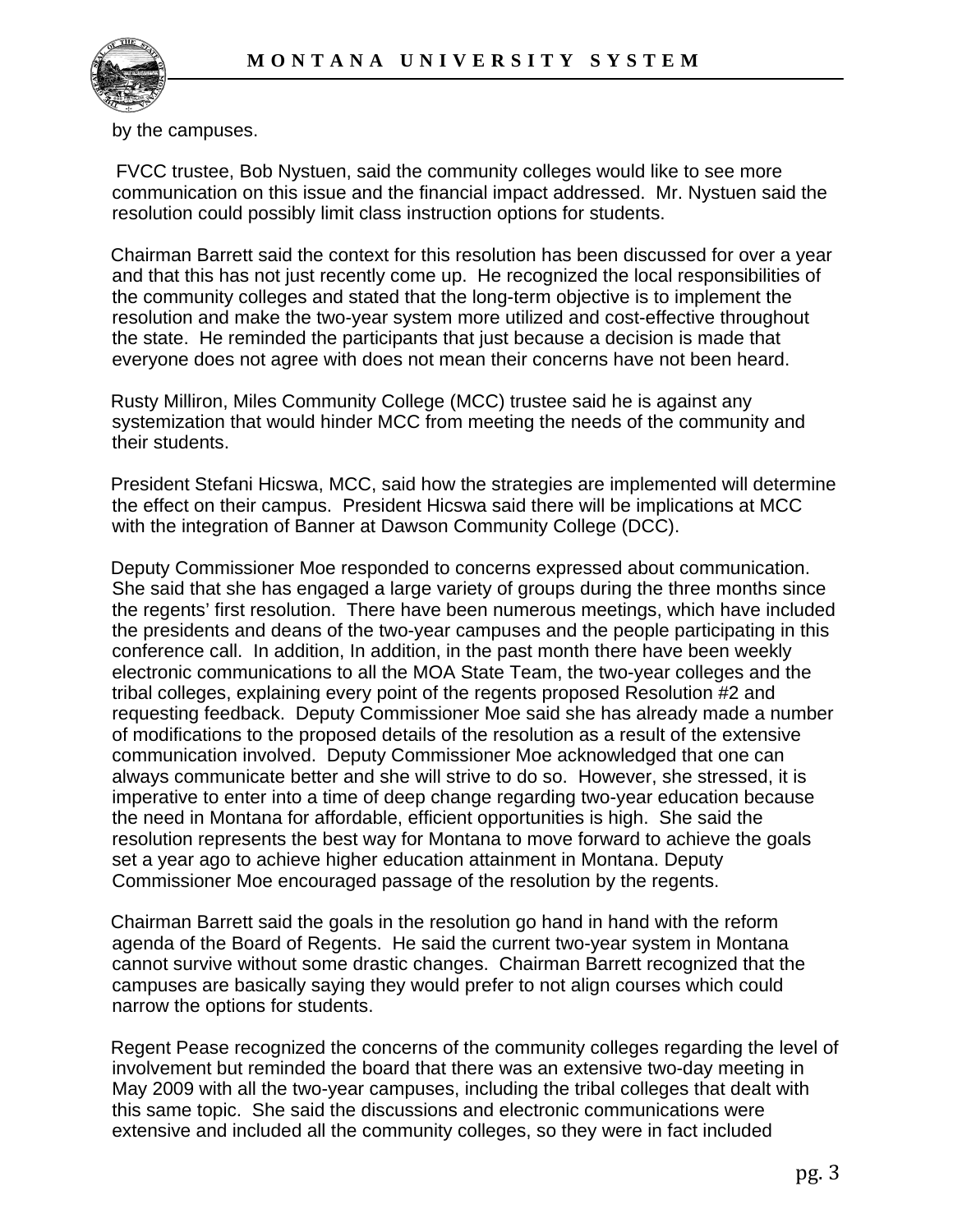by the campuses.

FVCC trustee, Bob Nystuen, said the community colleges would like to see more communication on this issue and the financial impact addressed. Mr. Nystuen said the resolution could possibly limit class instruction options for students.

Chairman Barrett said the context for this resolution has been discussed for over a year and that this has not just recently come up. He recognized the local responsibilities of the community colleges and stated that the long-term objective is to implement the resolution and make the two-year system more utilized and cost-effective throughout the state. He reminded the participants that just because a decision is made that everyone does not agree with does not mean their concerns have not been heard.

Rusty Milliron, Miles Community College (MCC) trustee said he is against any systemization that would hinder MCC from meeting the needs of the community and their students.

President Stefani Hicswa, MCC, said how the strategies are implemented will determine the effect on their campus. President Hicswa said there will be implications at MCC with the integration of Banner at Dawson Community College (DCC).

Deputy Commissioner Moe responded to concerns expressed about communication. She said that she has engaged a large variety of groups during the three months since the regents' first resolution. There have been numerous meetings, which have included the presidents and deans of the two-year campuses and the people participating in this conference call. In addition, In addition, in the past month there have been weekly electronic communications to all the MOA State Team, the two-year colleges and the tribal colleges, explaining every point of the regents proposed Resolution #2 and requesting feedback. Deputy Commissioner Moe said she has already made a number of modifications to the proposed details of the resolution as a result of the extensive communication involved. Deputy Commissioner Moe acknowledged that one can always communicate better and she will strive to do so. However, she stressed, it is imperative to enter into a time of deep change regarding two-year education because the need in Montana for affordable, efficient opportunities is high. She said the resolution represents the best way for Montana to move forward to achieve the goals set a year ago to achieve higher education attainment in Montana. Deputy Commissioner Moe encouraged passage of the resolution by the regents.

Chairman Barrett said the goals in the resolution go hand in hand with the reform agenda of the Board of Regents. He said the current two-year system in Montana cannot survive without some drastic changes. Chairman Barrett recognized that the campuses are basically saying they would prefer to not align courses which could narrow the options for students.

Regent Pease recognized the concerns of the community colleges regarding the level of involvement but reminded the board that there was an extensive two-day meeting in May 2009 with all the two-year campuses, including the tribal colleges that dealt with this same topic. She said the discussions and electronic communications were extensive and included all the community colleges, so they were in fact included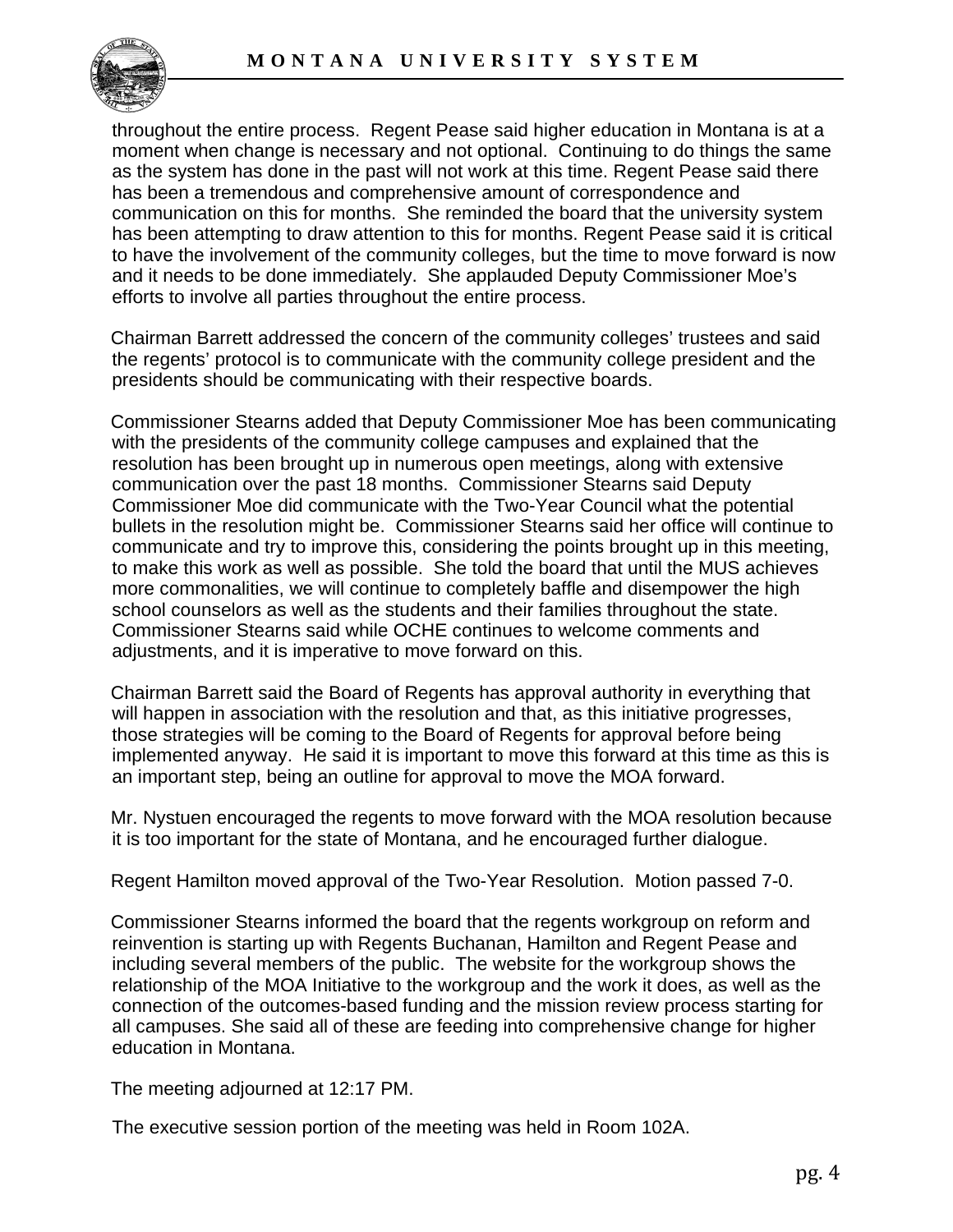throughout the entire process. Regent Pease said higher education in Montana is at a moment when change is necessary and not optional. Continuing to do things the same as the system has done in the past will not work at this time. Regent Pease said there has been a tremendous and comprehensive amount of correspondence and communication on this for months. She reminded the board that the university system has been attempting to draw attention to this for months. Regent Pease said it is critical to have the involvement of the community colleges, but the time to move forward is now and it needs to be done immediately. She applauded Deputy Commissioner Moe's efforts to involve all parties throughout the entire process.

Chairman Barrett addressed the concern of the community colleges' trustees and said the regents' protocol is to communicate with the community college president and the presidents should be communicating with their respective boards.

Commissioner Stearns added that Deputy Commissioner Moe has been communicating with the presidents of the community college campuses and explained that the resolution has been brought up in numerous open meetings, along with extensive communication over the past 18 months. Commissioner Stearns said Deputy Commissioner Moe did communicate with the Two-Year Council what the potential bullets in the resolution might be. Commissioner Stearns said her office will continue to communicate and try to improve this, considering the points brought up in this meeting, to make this work as well as possible. She told the board that until the MUS achieves more commonalities, we will continue to completely baffle and disempower the high school counselors as well as the students and their families throughout the state. Commissioner Stearns said while OCHE continues to welcome comments and adjustments, and it is imperative to move forward on this.

Chairman Barrett said the Board of Regents has approval authority in everything that will happen in association with the resolution and that, as this initiative progresses, those strategies will be coming to the Board of Regents for approval before being implemented anyway. He said it is important to move this forward at this time as this is an important step, being an outline for approval to move the MOA forward.

Mr. Nystuen encouraged the regents to move forward with the MOA resolution because it is too important for the state of Montana, and he encouraged further dialogue.

Regent Hamilton moved approval of the Two-Year Resolution. Motion passed 7-0.

Commissioner Stearns informed the board that the regents workgroup on reform and reinvention is starting up with Regents Buchanan, Hamilton and Regent Pease and including several members of the public. The website for the workgroup shows the relationship of the MOA Initiative to the workgroup and the work it does, as well as the connection of the outcomes-based funding and the mission review process starting for all campuses. She said all of these are feeding into comprehensive change for higher education in Montana.

The meeting adjourned at 12:17 PM.

The executive session portion of the meeting was held in Room 102A.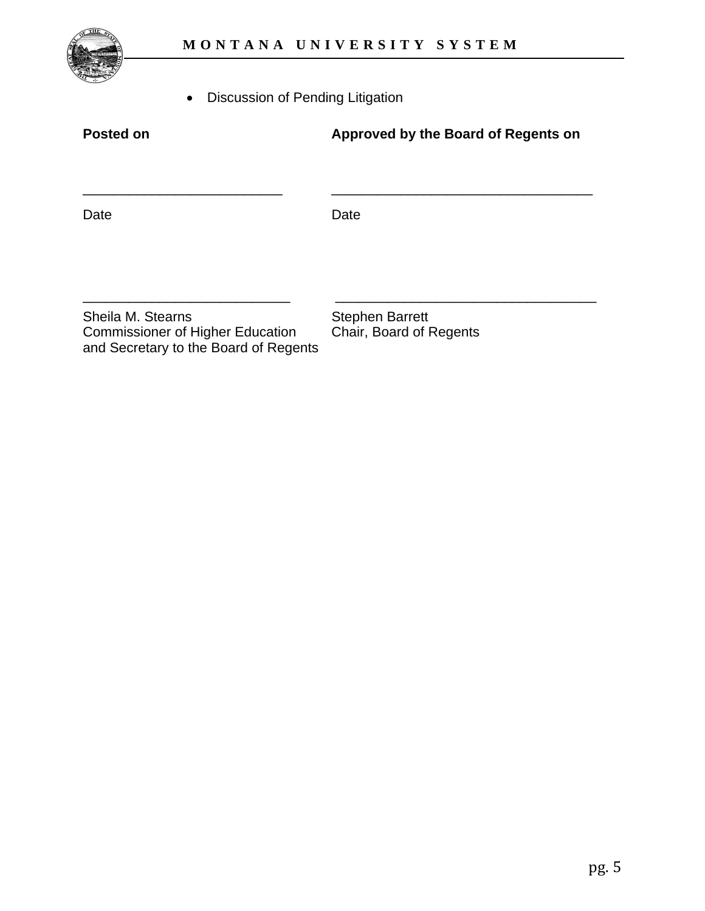- Discussion of Pending Litigation

| **Posted on** | **Approved by the Board of Regents on** |
|---|---|
| ___________________________ | ___________________________________ |
| Date | Date |
| ___________________________ | ___________________________________ |
| Sheila M. Stearns<br>Commissioner of Higher Education<br>and Secretary to the Board of Regents | Stephen Barrett<br>Chair, Board of Regents |